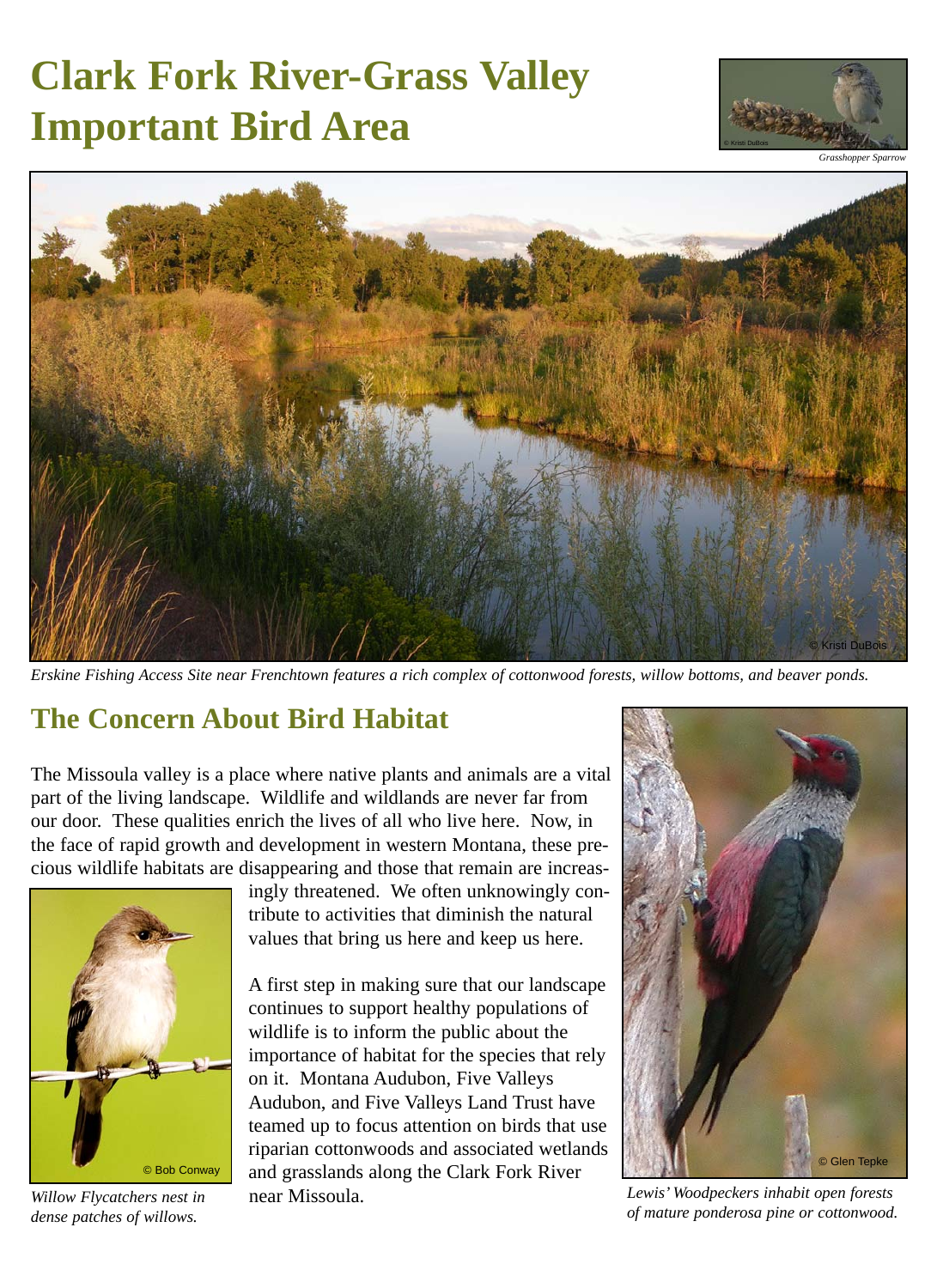# Clark Fork River-Grass Valley Important Bird Area

*Grasshopper Sparrow*

*Erskine Fishing Access Site near Frenchtown features a rich complex of cottonwood forests, willow bottoms, and beaver ponds.*

## The Concern About Bird Habitat

The Missoula valley is a place where native plants and animals are a vital part of the living landscape. Wildlife and wildlands are never far from our door. These qualities enrich the lives of all who live here. Now, in the face of rapid growth and development in western Montana, these precious wildlife habitats are disappearing and those that remain are increasingly threatened. We often unknowingly contribute to activities that diminish the natural values that bring us here and keep us here.

A first step in making sure that our landscape continues to support healthy populations of wildlife is to inform the public about the importance of habitat for the species that rely on it. Montana Audubon, Five Valleys Audubon, and Five Valleys Land Trust have teamed up to focus attention on birds that use riparian cottonwoods and associated wetlands and grasslands along the Clark Fork River near Missoula.

*Willow Flycatchers nest in dense patches of willows.*

*Lewis' Woodpeckers inhabit open forests of mature ponderosa pine or cottonwood.*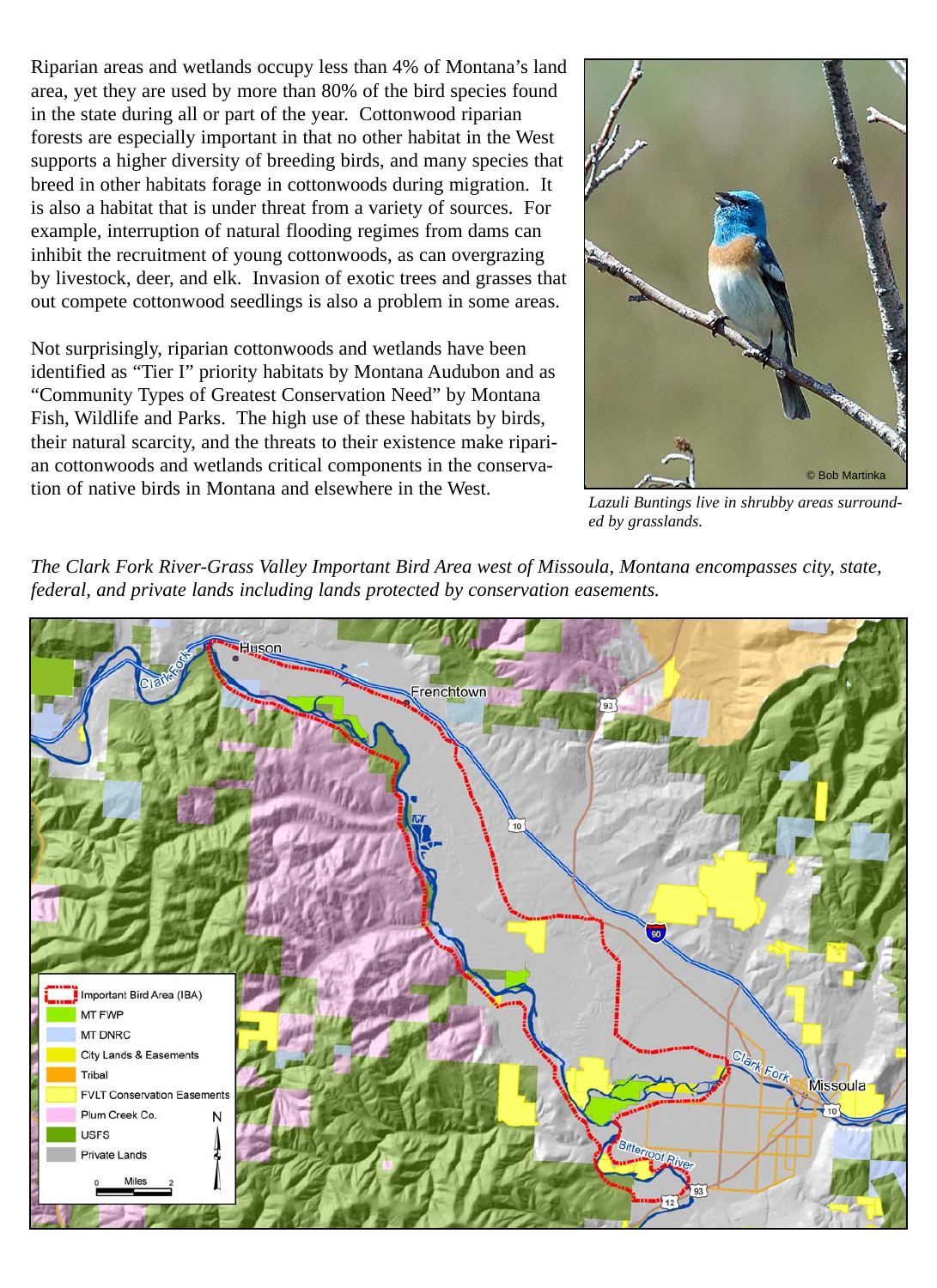Riparian areas and wetlands occupy less than 4% of Montana's land area, yet they are used by more than 80% of the bird species found in the state during all or part of the year. Cottonwood riparian forests are especially important in that no other habitat in the West supports a higher diversity of breeding birds, and many species that breed in other habitats forage in cottonwoods during migration. It is also a habitat that is under threat from a variety of sources. For example, interruption of natural flooding regimes from dams can inhibit the recruitment of young cottonwoods, as can overgrazing by livestock, deer, and elk. Invasion of exotic trees and grasses that out compete cottonwood seedlings is also a problem in some areas.

Not surprisingly, riparian cottonwoods and wetlands have been identified as "Tier I" priority habitats by Montana Audubon and as "Community Types of Greatest Conservation Need" by Montana Fish, Wildlife and Parks. The high use of these habitats by birds, their natural scarcity, and the threats to their existence make riparian cottonwoods and wetlands critical components in the conservation of native birds in Montana and elsewhere in the West.

© Bob Martinka

*Lazuli Buntings live in shrubby areas surrounded by grasslands.*

*The Clark Fork River-Grass Valley Important Bird Area west of Missoula, Montana encompasses city, state, federal, and private lands including lands protected by conservation easements.*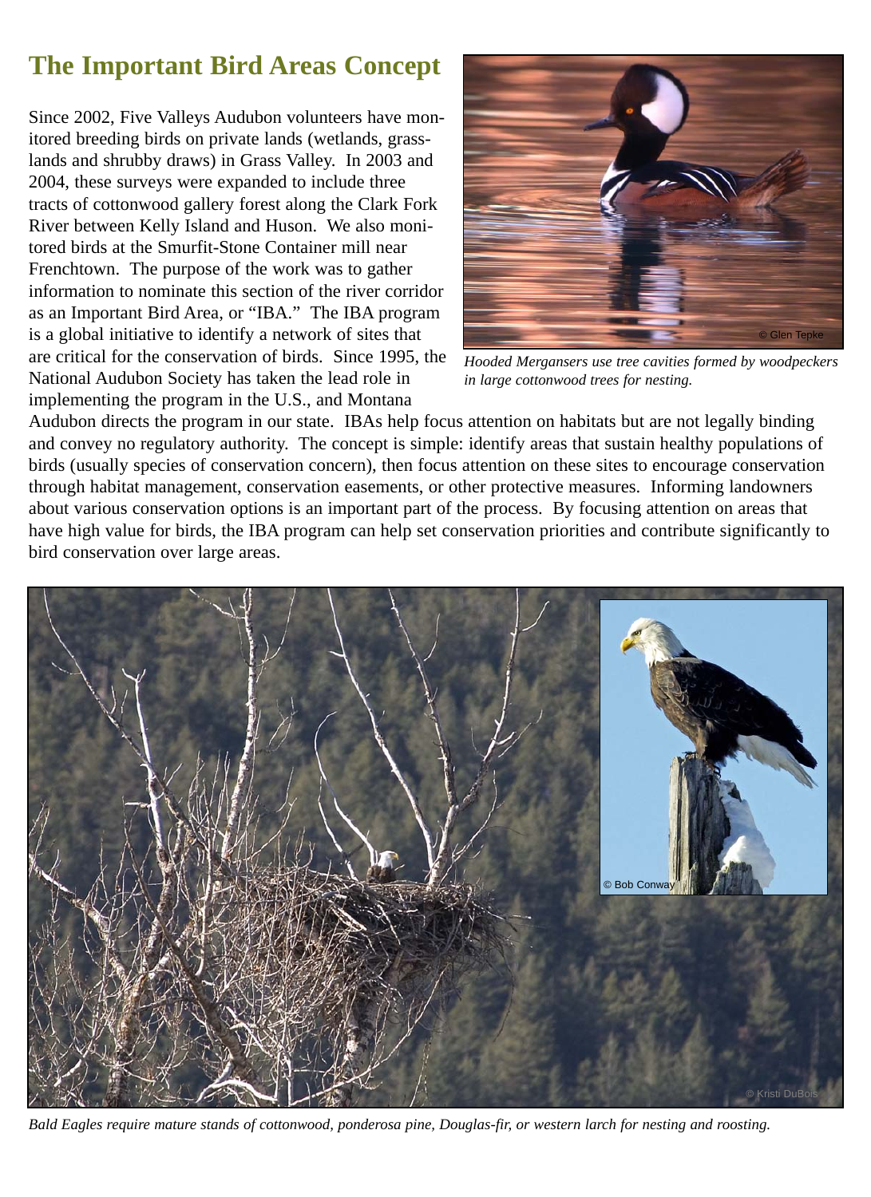## The Important Bird Areas Concept

Since 2002, Five Valleys Audubon volunteers have monitored breeding birds on private lands (wetlands, grasslands and shrubby draws) in Grass Valley. In 2003 and 2004, these surveys were expanded to include three tracts of cottonwood gallery forest along the Clark Fork River between Kelly Island and Huson. We also monitored birds at the Smurfit-Stone Container mill near Frenchtown. The purpose of the work was to gather information to nominate this section of the river corridor as an Important Bird Area, or "IBA." The IBA program is a global initiative to identify a network of sites that are critical for the conservation of birds. Since 1995, the National Audubon Society has taken the lead role in implementing the program in the U.S., and Montana Audubon directs the program in our state. IBAs help focus attention on habitats but are not legally binding and convey no regulatory authority. The concept is simple: identify areas that sustain healthy populations of birds (usually species of conservation concern), then focus attention on these sites to encourage conservation through habitat management, conservation easements, or other protective measures. Informing landowners about various conservation options is an important part of the process. By focusing attention on areas that have high value for birds, the IBA program can help set conservation priorities and contribute significantly to bird conservation over large areas.

© Glen Tepke

*Hooded Mergansers use tree cavities formed by woodpeckers in large cottonwood trees for nesting.*

© Bob Conway

© Kristi DuBois

*Bald Eagles require mature stands of cottonwood, ponderosa pine, Douglas-fir, or western larch for nesting and roosting.*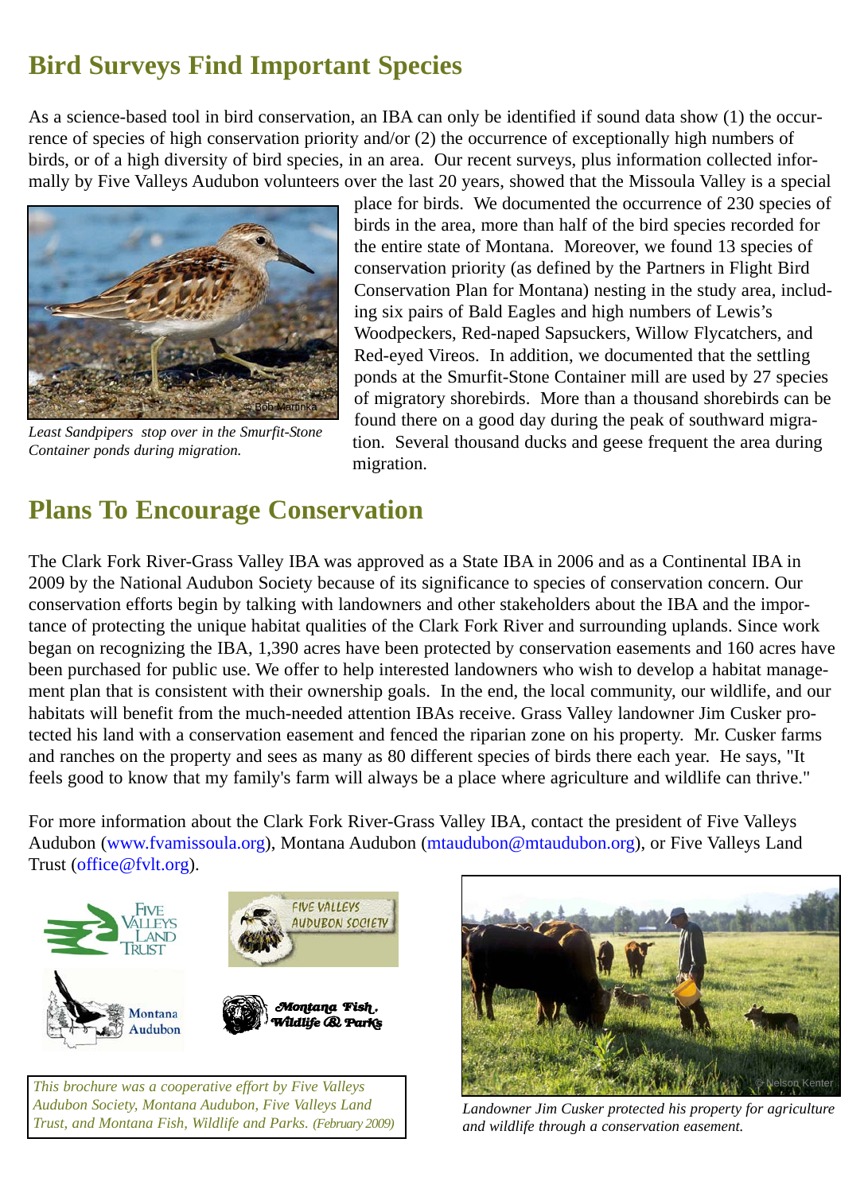## Bird Surveys Find Important Species

As a science-based tool in bird conservation, an IBA can only be identified if sound data show (1) the occurrence of species of high conservation priority and/or (2) the occurrence of exceptionally high numbers of birds, or of a high diversity of bird species, in an area. Our recent surveys, plus information collected informally by Five Valleys Audubon volunteers over the last 20 years, showed that the Missoula Valley is a special place for birds. We documented the occurrence of 230 species of birds in the area, more than half of the bird species recorded for the entire state of Montana. Moreover, we found 13 species of conservation priority (as defined by the Partners in Flight Bird Conservation Plan for Montana) nesting in the study area, including six pairs of Bald Eagles and high numbers of Lewis's Woodpeckers, Red-naped Sapsuckers, Willow Flycatchers, and Red-eyed Vireos. In addition, we documented that the settling ponds at the Smurfit-Stone Container mill are used by 27 species of migratory shorebirds. More than a thousand shorebirds can be found there on a good day during the peak of southward migration. Several thousand ducks and geese frequent the area during migration.

© Bob Martinka

*Least Sandpipers stop over in the Smurfit-Stone Container ponds during migration.*

## Plans To Encourage Conservation

The Clark Fork River-Grass Valley IBA was approved as a State IBA in 2006 and as a Continental IBA in 2009 by the National Audubon Society because of its significance to species of conservation concern. Our conservation efforts begin by talking with landowners and other stakeholders about the IBA and the importance of protecting the unique habitat qualities of the Clark Fork River and surrounding uplands. Since work began on recognizing the IBA, 1,390 acres have been protected by conservation easements and 160 acres have been purchased for public use. We offer to help interested landowners who wish to develop a habitat management plan that is consistent with their ownership goals. In the end, the local community, our wildlife, and our habitats will benefit from the much-needed attention IBAs receive. Grass Valley landowner Jim Cusker protected his land with a conservation easement and fenced the riparian zone on his property. Mr. Cusker farms and ranches on the property and sees as many as 80 different species of birds there each year. He says, "It feels good to know that my family's farm will always be a place where agriculture and wildlife can thrive."

For more information about the Clark Fork River-Grass Valley IBA, contact the president of Five Valleys Audubon (www.fvamissoula.org), Montana Audubon (mtaudubon@mtaudubon.org), or Five Valleys Land Trust (office@fvlt.org).

Five Valleys Land Trust

Five Valleys Audubon Society

Montana Audubon

Montana Fish, Wildlife & Parks

*This brochure was a cooperative effort by Five Valleys Audubon Society, Montana Audubon, Five Valleys Land Trust, and Montana Fish, Wildlife and Parks. (February 2009)*

© Nelson Kenter

*Landowner Jim Cusker protected his property for agriculture and wildlife through a conservation easement.*